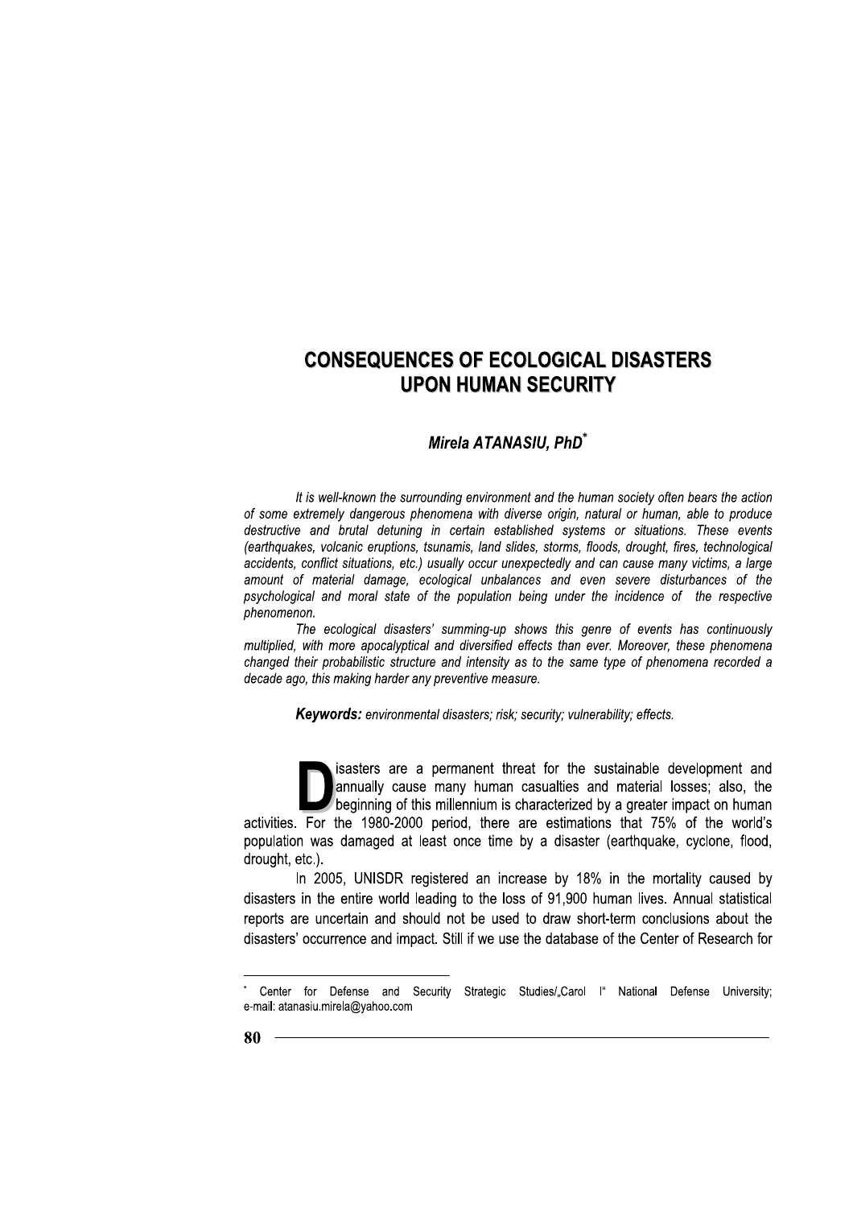# CONSEQUENCES OF ECOLOGICAL DISASTERS UPON HUMAN SECURITY

### *Mirela ATANASIU, PhD*[*]

*It is well-known the surrounding environment and the human society often bears the action of some extremely dangerous phenomena with diverse origin, natural or human, able to produce destructive and brutal detuning in certain established systems or situations. These events (earthquakes, volcanic eruptions, tsunamis, land slides, storms, floods, drought, fires, technological accidents, conflict situations, etc.) usually occur unexpectedly and can cause many victims, a large amount of material damage, ecological unbalances and even severe disturbances of the psychological and moral state of the population being under the incidence of the respective phenomenon.*

*The ecological disasters' summing-up shows this genre of events has continuously multiplied, with more apocalyptical and diversified effects than ever. Moreover, these phenomena changed their probabilistic structure and intensity as to the same type of phenomena recorded a decade ago, this making harder any preventive measure.*

***Keywords:*** *environmental disasters; risk; security; vulnerability; effects.*

Disasters are a permanent threat for the sustainable development and annually cause many human casualties and material losses; also, the beginning of this millennium is characterized by a greater impact on human activities. For the 1980-2000 period, there are estimations that 75% of the world's population was damaged at least once time by a disaster (earthquake, cyclone, flood, drought, etc.).

In 2005, UNISDR registered an increase by 18% in the mortality caused by disasters in the entire world leading to the loss of 91,900 human lives. Annual statistical reports are uncertain and should not be used to draw short-term conclusions about the disasters' occurrence and impact. Still if we use the database of the Center of Research for

---

[*] Center for Defense and Security Strategic Studies/„Carol I" National Defense University; e-mail: atanasiu.mirela@yahoo.com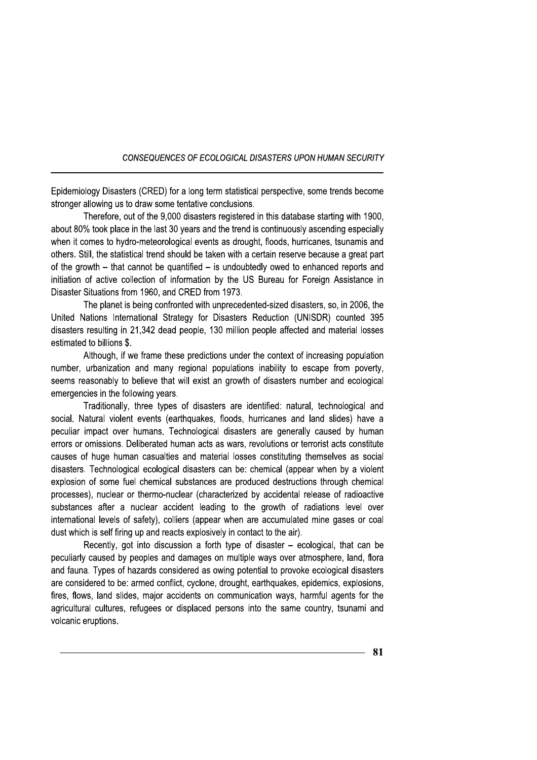Epidemiology Disasters (CRED) for a long term statistical perspective, some trends become stronger allowing us to draw some tentative conclusions.

Therefore, out of the 9,000 disasters registered in this database starting with 1900, about 80% took place in the last 30 years and the trend is continuously ascending especially when it comes to hydro-meteorological events as drought, floods, hurricanes, tsunamis and others. Still, the statistical trend should be taken with a certain reserve because a great part of the growth – that cannot be quantified – is undoubtedly owed to enhanced reports and initiation of active collection of information by the US Bureau for Foreign Assistance in Disaster Situations from 1960, and CRED from 1973.

The planet is being confronted with unprecedented-sized disasters, so, in 2006, the United Nations International Strategy for Disasters Reduction (UNISDR) counted 395 disasters resulting in 21,342 dead people, 130 million people affected and material losses estimated to billions $.

Although, if we frame these predictions under the context of increasing population number, urbanization and many regional populations inability to escape from poverty, seems reasonably to believe that will exist an growth of disasters number and ecological emergencies in the following years.

Traditionally, three types of disasters are identified: natural, technological and social. Natural violent events (earthquakes, floods, hurricanes and land slides) have a peculiar impact over humans. Technological disasters are generally caused by human errors or omissions. Deliberated human acts as wars, revolutions or terrorist acts constitute causes of huge human casualties and material losses constituting themselves as social disasters. Technological ecological disasters can be: chemical (appear when by a violent explosion of some fuel chemical substances are produced destructions through chemical processes), nuclear or thermo-nuclear (characterized by accidental release of radioactive substances after a nuclear accident leading to the growth of radiations level over international levels of safety), colliers (appear when are accumulated mine gases or coal dust which is self firing up and reacts explosively in contact to the air).

Recently, got into discussion a forth type of disaster – ecological, that can be peculiarly caused by peoples and damages on multiple ways over atmosphere, land, flora and fauna. Types of hazards considered as owing potential to provoke ecological disasters are considered to be: armed conflict, cyclone, drought, earthquakes, epidemics, explosions, fires, flows, land slides, major accidents on communication ways, harmful agents for the agricultural cultures, refugees or displaced persons into the same country, tsunami and volcanic eruptions.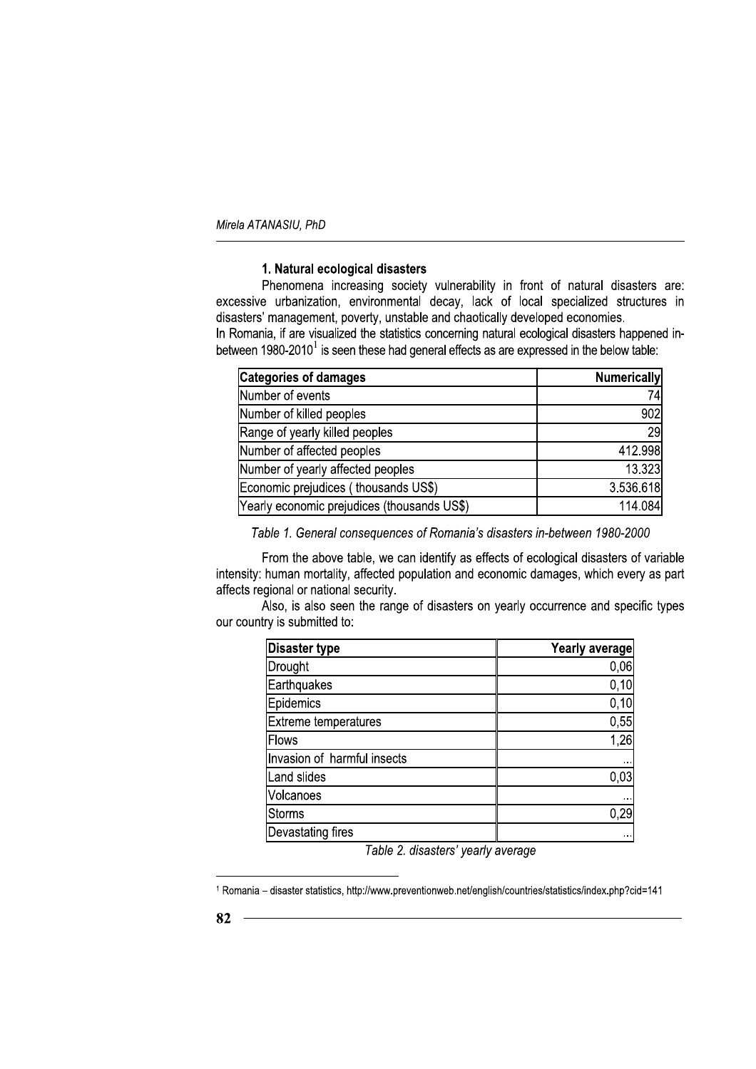### 1. Natural ecological disasters

Phenomena increasing society vulnerability in front of natural disasters are: excessive urbanization, environmental decay, lack of local specialized structures in disasters' management, poverty, unstable and chaotically developed economies.

In Romania, if are visualized the statistics concerning natural ecological disasters happened in-between 1980-2010[1] is seen these had general effects as are expressed in the below table:

| Categories of damages | Numerically |
|---|---|
| Number of events | 74 |
| Number of killed peoples | 902 |
| Range of yearly killed peoples | 29 |
| Number of affected peoples | 412.998 |
| Number of yearly affected peoples | 13.323 |
| Economic prejudices ( thousands US$) | 3.536.618 |
| Yearly economic prejudices (thousands US$) | 114.084 |

*Table 1. General consequences of Romania's disasters in-between 1980-2000*

From the above table, we can identify as effects of ecological disasters of variable intensity: human mortality, affected population and economic damages, which every as part affects regional or national security.

Also, is also seen the range of disasters on yearly occurrence and specific types our country is submitted to:

| Disaster type | Yearly average |
|---|---|
| Drought | 0,06 |
| Earthquakes | 0,10 |
| Epidemics | 0,10 |
| Extreme temperatures | 0,55 |
| Flows | 1,26 |
| Invasion of harmful insects | ... |
| Land slides | 0,03 |
| Volcanoes | ... |
| Storms | 0,29 |
| Devastating fires | ... |

*Table 2. disasters' yearly average*

[1] Romania – disaster statistics, http://www.preventionweb.net/english/countries/statistics/index.php?cid=141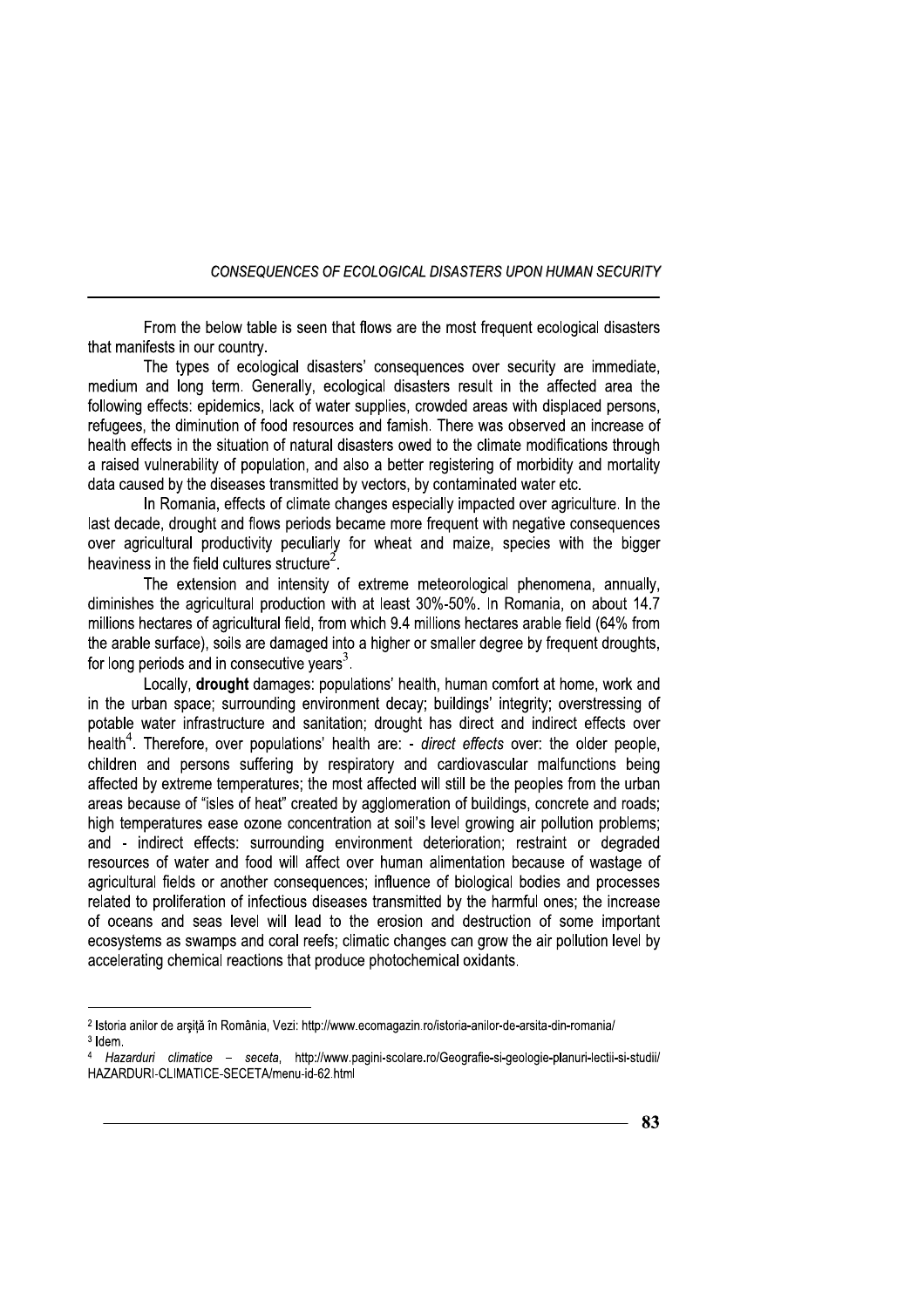From the below table is seen that flows are the most frequent ecological disasters that manifests in our country.

The types of ecological disasters' consequences over security are immediate, medium and long term. Generally, ecological disasters result in the affected area the following effects: epidemics, lack of water supplies, crowded areas with displaced persons, refugees, the diminution of food resources and famish. There was observed an increase of health effects in the situation of natural disasters owed to the climate modifications through a raised vulnerability of population, and also a better registering of morbidity and mortality data caused by the diseases transmitted by vectors, by contaminated water etc.

In Romania, effects of climate changes especially impacted over agriculture. In the last decade, drought and flows periods became more frequent with negative consequences over agricultural productivity peculiarly for wheat and maize, species with the bigger heaviness in the field cultures structure[2].

The extension and intensity of extreme meteorological phenomena, annually, diminishes the agricultural production with at least 30%-50%. In Romania, on about 14.7 millions hectares of agricultural field, from which 9.4 millions hectares arable field (64% from the arable surface), soils are damaged into a higher or smaller degree by frequent droughts, for long periods and in consecutive years[3].

Locally, **drought** damages: populations' health, human comfort at home, work and in the urban space; surrounding environment decay; buildings' integrity; overstressing of potable water infrastructure and sanitation; drought has direct and indirect effects over health[4]. Therefore, over populations' health are: - *direct effects* over: the older people, children and persons suffering by respiratory and cardiovascular malfunctions being affected by extreme temperatures; the most affected will still be the peoples from the urban areas because of "isles of heat" created by agglomeration of buildings, concrete and roads; high temperatures ease ozone concentration at soil's level growing air pollution problems; and - indirect effects: surrounding environment deterioration; restraint or degraded resources of water and food will affect over human alimentation because of wastage of agricultural fields or another consequences; influence of biological bodies and processes related to proliferation of infectious diseases transmitted by the harmful ones; the increase of oceans and seas level will lead to the erosion and destruction of some important ecosystems as swamps and coral reefs; climatic changes can grow the air pollution level by accelerating chemical reactions that produce photochemical oxidants.

---

[2] Istoria anilor de arşiţă în România, Vezi: http://www.ecomagazin.ro/istoria-anilor-de-arsita-din-romania/

[3] Idem.

[4] *Hazarduri climatice – seceta*, http://www.pagini-scolare.ro/Geografie-si-geologie-planuri-lectii-si-studii/HAZARDURI-CLIMATICE-SECETA/menu-id-62.html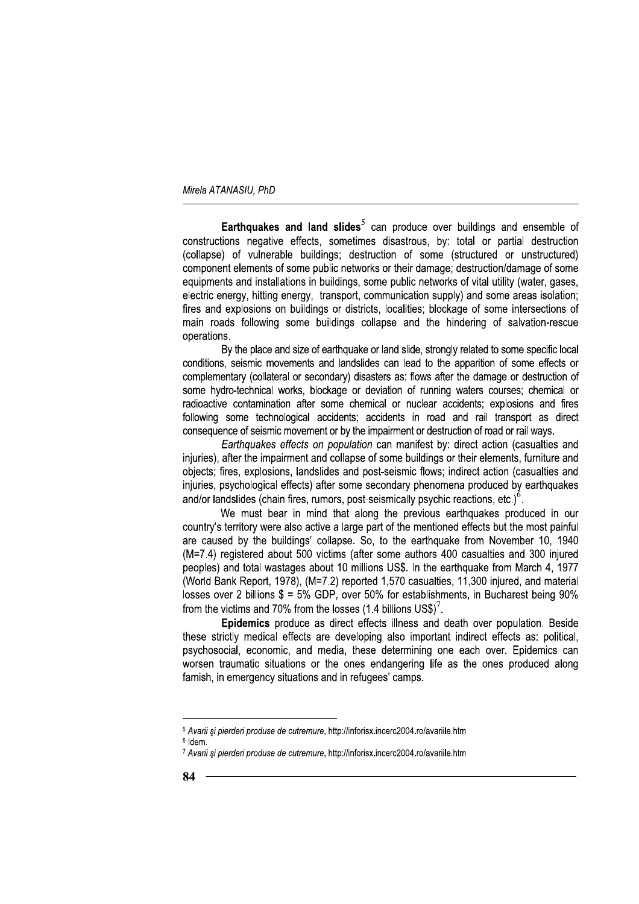**Earthquakes and land slides**[5] can produce over buildings and ensemble of constructions negative effects, sometimes disastrous, by: total or partial destruction (collapse) of vulnerable buildings; destruction of some (structured or unstructured) component elements of some public networks or their damage; destruction/damage of some equipments and installations in buildings, some public networks of vital utility (water, gases, electric energy, hitting energy, transport, communication supply) and some areas isolation; fires and explosions on buildings or districts, localities; blockage of some intersections of main roads following some buildings collapse and the hindering of salvation-rescue operations.

By the place and size of earthquake or land slide, strongly related to some specific local conditions, seismic movements and landslides can lead to the apparition of some effects or complementary (collateral or secondary) disasters as: flows after the damage or destruction of some hydro-technical works, blockage or deviation of running waters courses; chemical or radioactive contamination after some chemical or nuclear accidents; explosions and fires following some technological accidents; accidents in road and rail transport as direct consequence of seismic movement or by the impairment or destruction of road or rail ways.

*Earthquakes effects on population* can manifest by: direct action (casualties and injuries), after the impairment and collapse of some buildings or their elements, furniture and objects; fires, explosions, landslides and post-seismic flows; indirect action (casualties and injuries, psychological effects) after some secondary phenomena produced by earthquakes and/or landslides (chain fires, rumors, post-seismically psychic reactions, etc.)[6].

We must bear in mind that along the previous earthquakes produced in our country's territory were also active a large part of the mentioned effects but the most painful are caused by the buildings' collapse. So, to the earthquake from November 10, 1940 (M=7.4) registered about 500 victims (after some authors 400 casualties and 300 injured peoples) and total wastages about 10 millions US$. In the earthquake from March 4, 1977 (World Bank Report, 1978), (M=7.2) reported 1,570 casualties, 11,300 injured, and material losses over 2 billions $ = 5% GDP, over 50% for establishments, in Bucharest being 90% from the victims and 70% from the losses (1.4 billions US$)[7].

**Epidemics** produce as direct effects illness and death over population. Beside these strictly medical effects are developing also important indirect effects as: political, psychosocial, economic, and media, these determining one each over. Epidemics can worsen traumatic situations or the ones endangering life as the ones produced along famish, in emergency situations and in refugees' camps.

---

[5] *Avarii şi pierderi produse de cutremure*, http://inforisx.incerc2004.ro/avariile.htm

[6] Idem.

[7] *Avarii şi pierderi produse de cutremure*, http://inforisx.incerc2004.ro/avariile.htm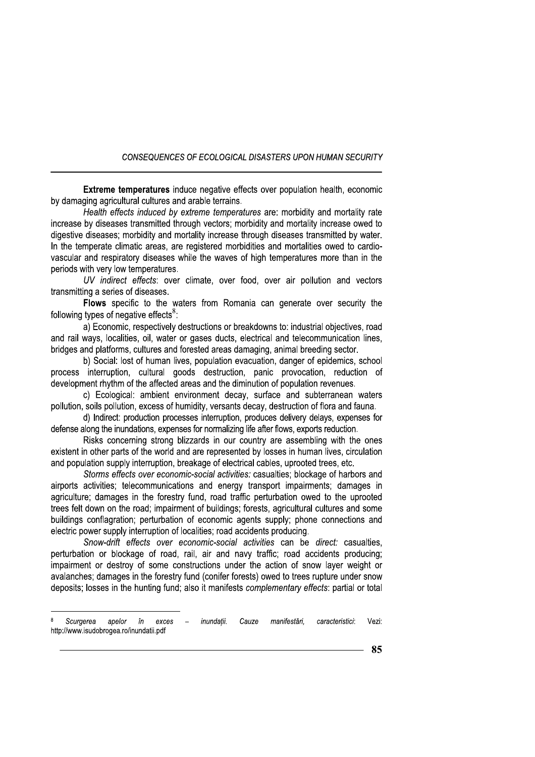**Extreme temperatures** induce negative effects over population health, economic by damaging agricultural cultures and arable terrains.

*Health effects induced by extreme temperatures* are: morbidity and mortality rate increase by diseases transmitted through vectors; morbidity and mortality increase owed to digestive diseases; morbidity and mortality increase through diseases transmitted by water. In the temperate climatic areas, are registered morbidities and mortalities owed to cardio-vascular and respiratory diseases while the waves of high temperatures more than in the periods with very low temperatures.

*UV indirect effects*: over climate, over food, over air pollution and vectors transmitting a series of diseases.

**Flows** specific to the waters from Romania can generate over security the following types of negative effects[8]:

a) Economic, respectively destructions or breakdowns to: industrial objectives, road and rail ways, localities, oil, water or gases ducts, electrical and telecommunication lines, bridges and platforms, cultures and forested areas damaging, animal breeding sector.

b) Social: lost of human lives, population evacuation, danger of epidemics, school process interruption, cultural goods destruction, panic provocation, reduction of development rhythm of the affected areas and the diminution of population revenues.

c) Ecological: ambient environment decay, surface and subterranean waters pollution, soils pollution, excess of humidity, versants decay, destruction of flora and fauna.

d) Indirect: production processes interruption, produces delivery delays, expenses for defense along the inundations, expenses for normalizing life after flows, exports reduction.

Risks concerning strong blizzards in our country are assembling with the ones existent in other parts of the world and are represented by losses in human lives, circulation and population supply interruption, breakage of electrical cables, uprooted trees, etc.

*Storms effects over economic-social activities:* casualties; blockage of harbors and airports activities; telecommunications and energy transport impairments; damages in agriculture; damages in the forestry fund, road traffic perturbation owed to the uprooted trees felt down on the road; impairment of buildings; forests, agricultural cultures and some buildings conflagration; perturbation of economic agents supply; phone connections and electric power supply interruption of localities; road accidents producing.

*Snow-drift effects over economic-social activities* can be *direct:* casualties, perturbation or blockage of road, rail, air and navy traffic; road accidents producing; impairment or destroy of some constructions under the action of snow layer weight or avalanches; damages in the forestry fund (conifer forests) owed to trees rupture under snow deposits; losses in the hunting fund; also it manifests *complementary effects*: partial or total

---

[8] *Scurgerea apelor în exces – inundații. Cauze manifestări, caracteristici*: Vezi: http://www.isudobrogea.ro/inundatii.pdf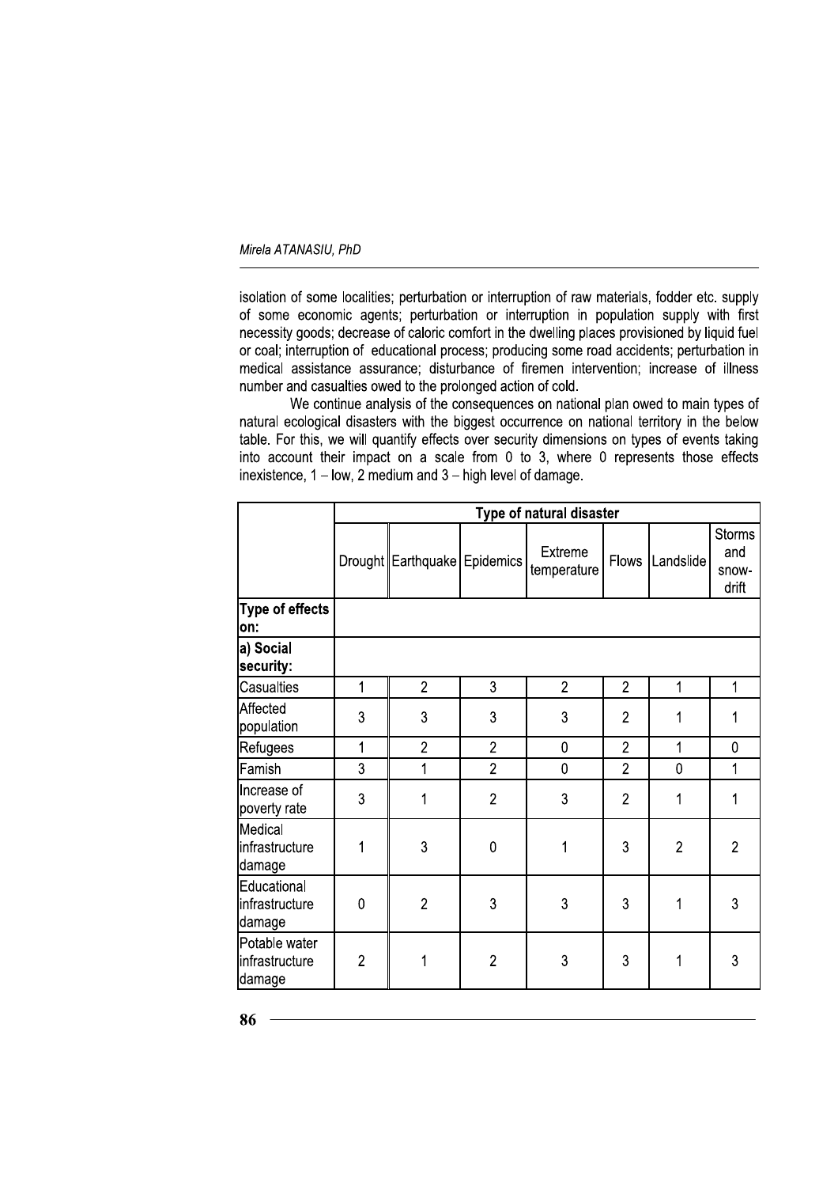isolation of some localities; perturbation or interruption of raw materials, fodder etc. supply of some economic agents; perturbation or interruption in population supply with first necessity goods; decrease of caloric comfort in the dwelling places provisioned by liquid fuel or coal; interruption of educational process; producing some road accidents; perturbation in medical assistance assurance; disturbance of firemen intervention; increase of illness number and casualties owed to the prolonged action of cold.

We continue analysis of the consequences on national plan owed to main types of natural ecological disasters with the biggest occurrence on national territory in the below table. For this, we will quantify effects over security dimensions on types of events taking into account their impact on a scale from 0 to 3, where 0 represents those effects inexistence, 1 – low, 2 medium and 3 – high level of damage.

| | Type of natural disaster | | | | | | |
|---|---|---|---|---|---|---|---|
| | Drought | Earthquake | Epidemics | Extreme temperature | Flows | Landslide | Storms and snow-drift |
| **Type of effects on:** | | | | | | | |
| **a) Social security:** | | | | | | | |
| Casualties | 1 | 2 | 3 | 2 | 2 | 1 | 1 |
| Affected population | 3 | 3 | 3 | 3 | 2 | 1 | 1 |
| Refugees | 1 | 2 | 2 | 0 | 2 | 1 | 0 |
| Famish | 3 | 1 | 2 | 0 | 2 | 0 | 1 |
| Increase of poverty rate | 3 | 1 | 2 | 3 | 2 | 1 | 1 |
| Medical infrastructure damage | 1 | 3 | 0 | 1 | 3 | 2 | 2 |
| Educational infrastructure damage | 0 | 2 | 3 | 3 | 3 | 1 | 3 |
| Potable water infrastructure damage | 2 | 1 | 2 | 3 | 3 | 1 | 3 |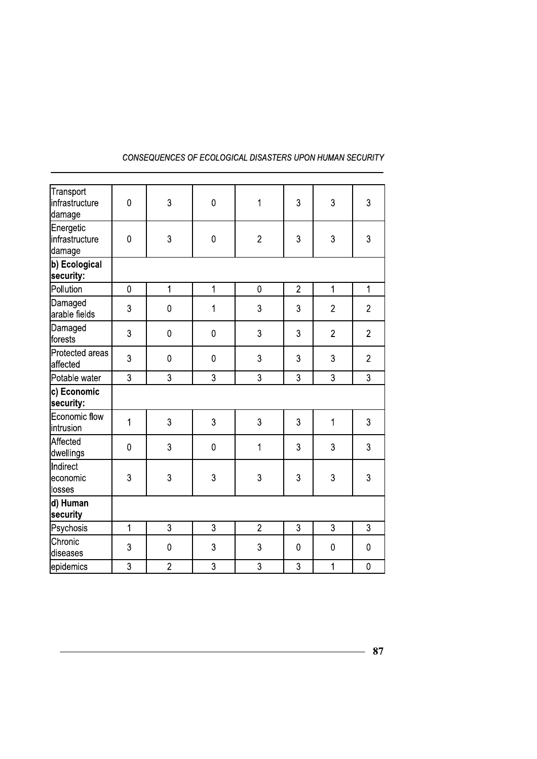| | | | | | | | |
|---|---|---|---|---|---|---|---|
| Transport infrastructure damage | 0 | 3 | 0 | 1 | 3 | 3 | 3 |
| Energetic infrastructure damage | 0 | 3 | 0 | 2 | 3 | 3 | 3 |
| **b) Ecological security:** | | | | | | | |
| Pollution | 0 | 1 | 1 | 0 | 2 | 1 | 1 |
| Damaged arable fields | 3 | 0 | 1 | 3 | 3 | 2 | 2 |
| Damaged forests | 3 | 0 | 0 | 3 | 3 | 2 | 2 |
| Protected areas affected | 3 | 0 | 0 | 3 | 3 | 3 | 2 |
| Potable water | 3 | 3 | 3 | 3 | 3 | 3 | 3 |
| **c) Economic security:** | | | | | | | |
| Economic flow intrusion | 1 | 3 | 3 | 3 | 3 | 1 | 3 |
| Affected dwellings | 0 | 3 | 0 | 1 | 3 | 3 | 3 |
| Indirect economic losses | 3 | 3 | 3 | 3 | 3 | 3 | 3 |
| **d) Human security** | | | | | | | |
| Psychosis | 1 | 3 | 3 | 2 | 3 | 3 | 3 |
| Chronic diseases | 3 | 0 | 3 | 3 | 0 | 0 | 0 |
| epidemics | 3 | 2 | 3 | 3 | 3 | 1 | 0 |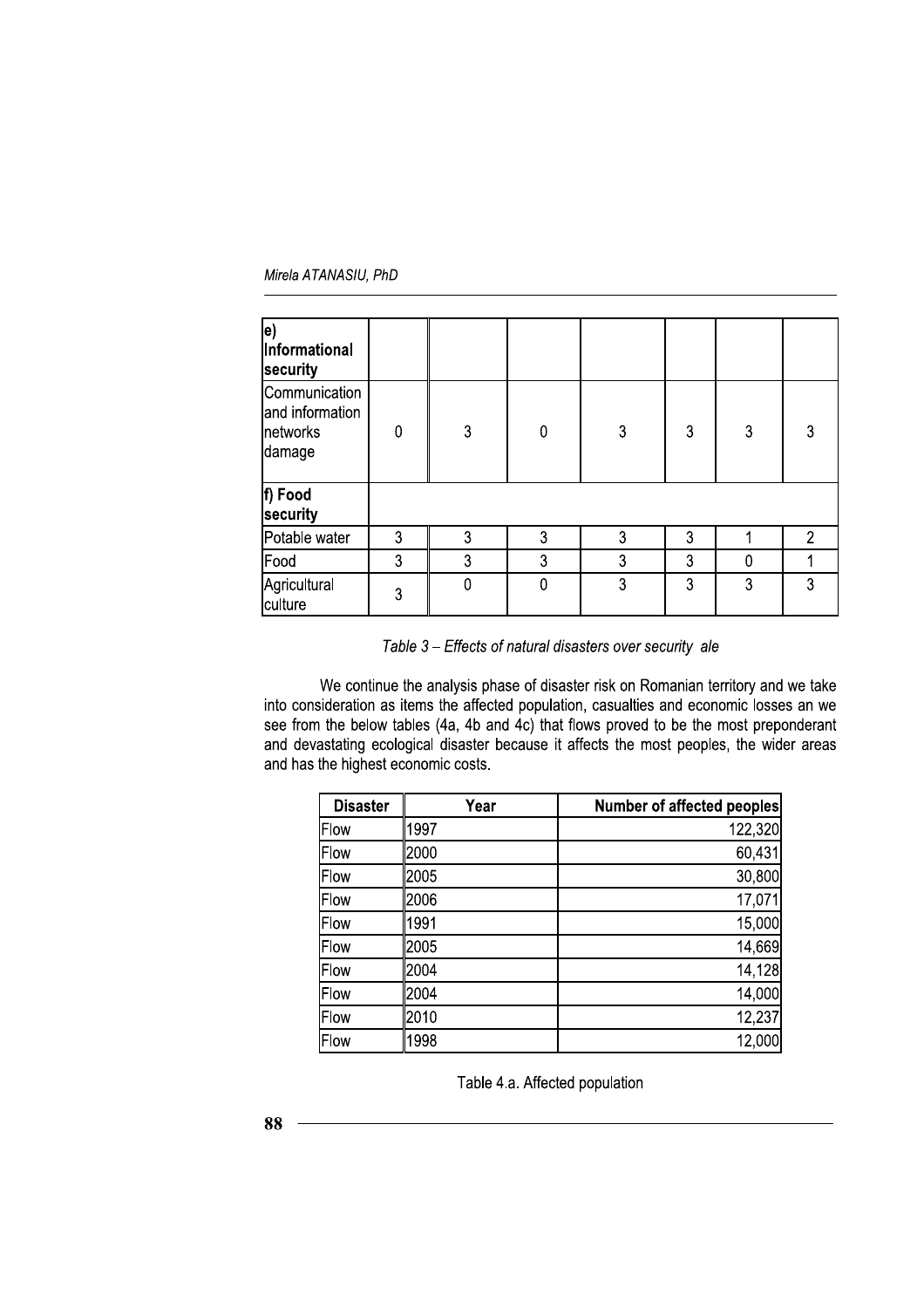| e) **Informational security** | | | | | | | |
|---|---|---|---|---|---|---|---|
| Communication and information networks damage | 0 | 3 | 0 | 3 | 3 | 3 | 3 |
| **f) Food security** | | | | | | | |
| Potable water | 3 | 3 | 3 | 3 | 3 | 1 | 2 |
| Food | 3 | 3 | 3 | 3 | 3 | 0 | 1 |
| Agricultural culture | 3 | 0 | 0 | 3 | 3 | 3 | 3 |

*Table 3 – Effects of natural disasters over security ale*

We continue the analysis phase of disaster risk on Romanian territory and we take into consideration as items the affected population, casualties and economic losses an we see from the below tables (4a, 4b and 4c) that flows proved to be the most preponderant and devastating ecological disaster because it affects the most peoples, the wider areas and has the highest economic costs.

| Disaster | Year | Number of affected peoples |
|---|---|---|
| Flow | 1997 | 122,320 |
| Flow | 2000 | 60,431 |
| Flow | 2005 | 30,800 |
| Flow | 2006 | 17,071 |
| Flow | 1991 | 15,000 |
| Flow | 2005 | 14,669 |
| Flow | 2004 | 14,128 |
| Flow | 2004 | 14,000 |
| Flow | 2010 | 12,237 |
| Flow | 1998 | 12,000 |

Table 4.a. Affected population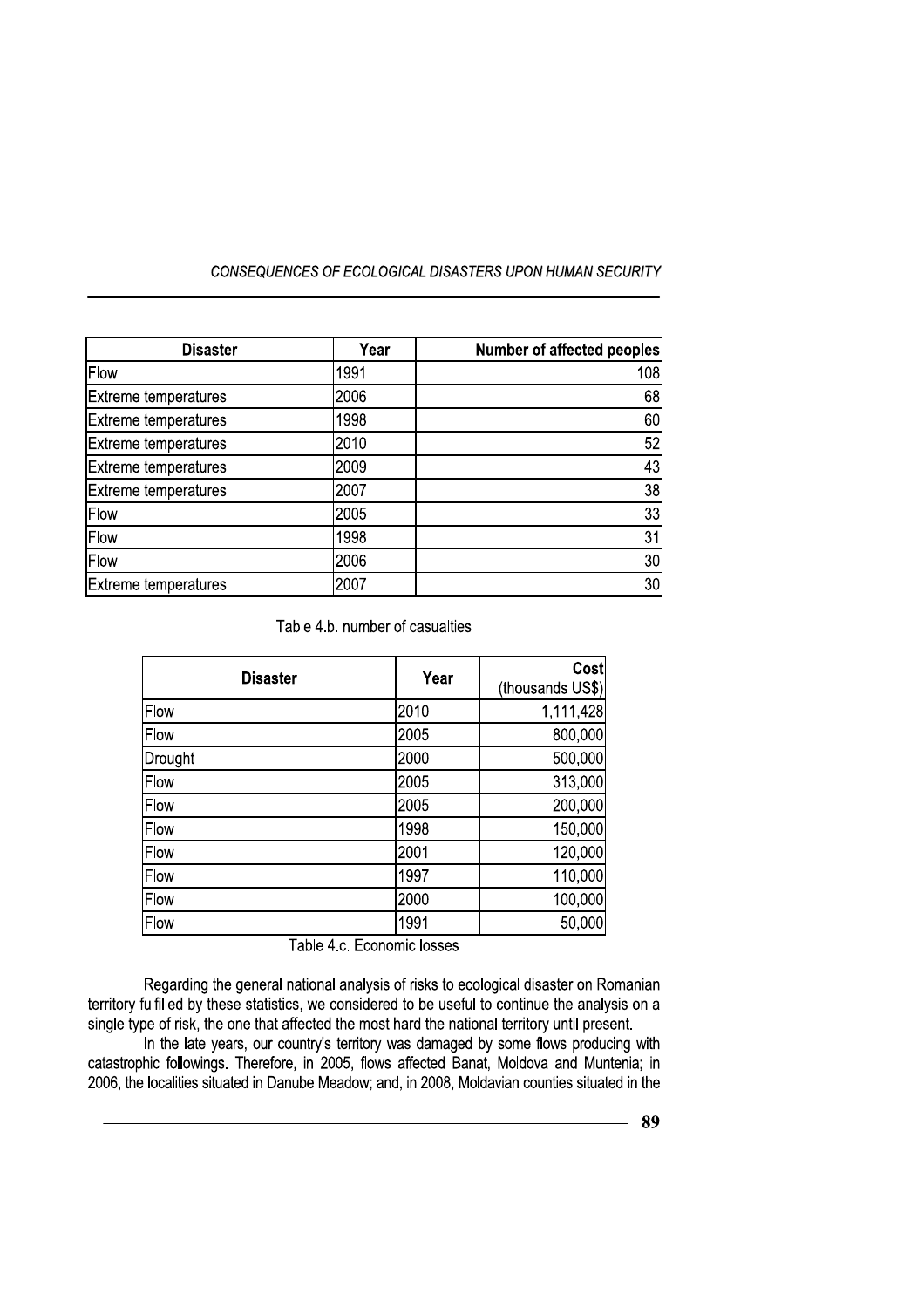| Disaster | Year | Number of affected peoples |
|---|---|---|
| Flow | 1991 | 108 |
| Extreme temperatures | 2006 | 68 |
| Extreme temperatures | 1998 | 60 |
| Extreme temperatures | 2010 | 52 |
| Extreme temperatures | 2009 | 43 |
| Extreme temperatures | 2007 | 38 |
| Flow | 2005 | 33 |
| Flow | 1998 | 31 |
| Flow | 2006 | 30 |
| Extreme temperatures | 2007 | 30 |

Table 4.b. number of casualties

| Disaster | Year | Cost (thousands US$) |
|---|---|---|
| Flow | 2010 | 1,111,428 |
| Flow | 2005 | 800,000 |
| Drought | 2000 | 500,000 |
| Flow | 2005 | 313,000 |
| Flow | 2005 | 200,000 |
| Flow | 1998 | 150,000 |
| Flow | 2001 | 120,000 |
| Flow | 1997 | 110,000 |
| Flow | 2000 | 100,000 |
| Flow | 1991 | 50,000 |

Table 4.c. Economic losses

Regarding the general national analysis of risks to ecological disaster on Romanian territory fulfilled by these statistics, we considered to be useful to continue the analysis on a single type of risk, the one that affected the most hard the national territory until present.

In the late years, our country's territory was damaged by some flows producing with catastrophic followings. Therefore, in 2005, flows affected Banat, Moldova and Muntenia; in 2006, the localities situated in Danube Meadow; and, in 2008, Moldavian counties situated in the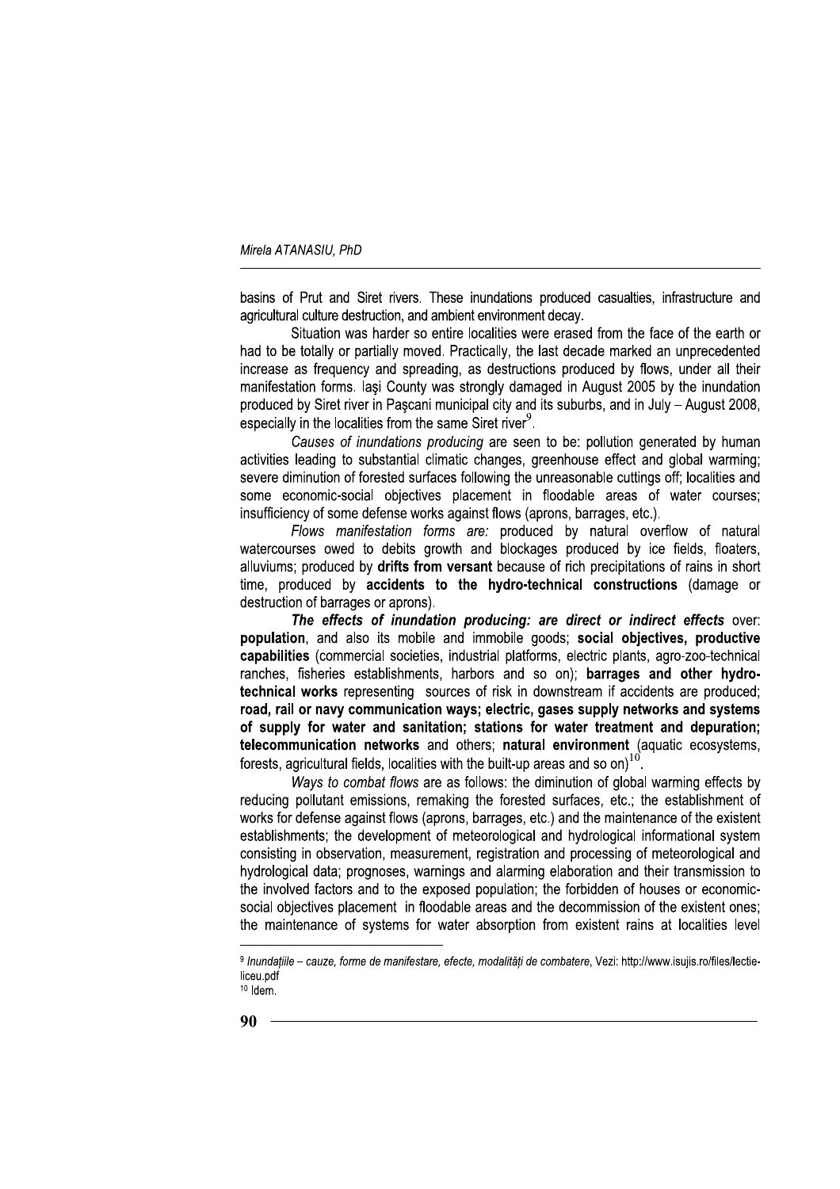basins of Prut and Siret rivers. These inundations produced casualties, infrastructure and agricultural culture destruction, and ambient environment decay.

Situation was harder so entire localities were erased from the face of the earth or had to be totally or partially moved. Practically, the last decade marked an unprecedented increase as frequency and spreading, as destructions produced by flows, under all their manifestation forms. Iași County was strongly damaged in August 2005 by the inundation produced by Siret river in Pașcani municipal city and its suburbs, and in July – August 2008, especially in the localities from the same Siret river[9].

*Causes of inundations producing* are seen to be: pollution generated by human activities leading to substantial climatic changes, greenhouse effect and global warming; severe diminution of forested surfaces following the unreasonable cuttings off; localities and some economic-social objectives placement in floodable areas of water courses; insufficiency of some defense works against flows (aprons, barrages, etc.).

*Flows manifestation forms are:* produced by natural overflow of natural watercourses owed to debits growth and blockages produced by ice fields, floaters, alluviums; produced by **drifts from versant** because of rich precipitations of rains in short time, produced by **accidents to the hydro-technical constructions** (damage or destruction of barrages or aprons).

***The effects of inundation producing: are direct or indirect effects*** over: **population**, and also its mobile and immobile goods; **social objectives, productive capabilities** (commercial societies, industrial platforms, electric plants, agro-zoo-technical ranches, fisheries establishments, harbors and so on); **barrages and other hydro-technical works** representing sources of risk in downstream if accidents are produced; **road, rail or navy communication ways; electric, gases supply networks and systems of supply for water and sanitation; stations for water treatment and depuration; telecommunication networks** and others; **natural environment** (aquatic ecosystems, forests, agricultural fields, localities with the built-up areas and so on)[10].

*Ways to combat flows* are as follows: the diminution of global warming effects by reducing pollutant emissions, remaking the forested surfaces, etc.; the establishment of works for defense against flows (aprons, barrages, etc.) and the maintenance of the existent establishments; the development of meteorological and hydrological informational system consisting in observation, measurement, registration and processing of meteorological and hydrological data; prognoses, warnings and alarming elaboration and their transmission to the involved factors and to the exposed population; the forbidden of houses or economic-social objectives placement in floodable areas and the decommission of the existent ones; the maintenance of systems for water absorption from existent rains at localities level

---

[9] *Inundațiile – cauze, forme de manifestare, efecte, modalități de combatere*, Vezi: http://www.isujis.ro/files/lectie-liceu.pdf

[10] Idem.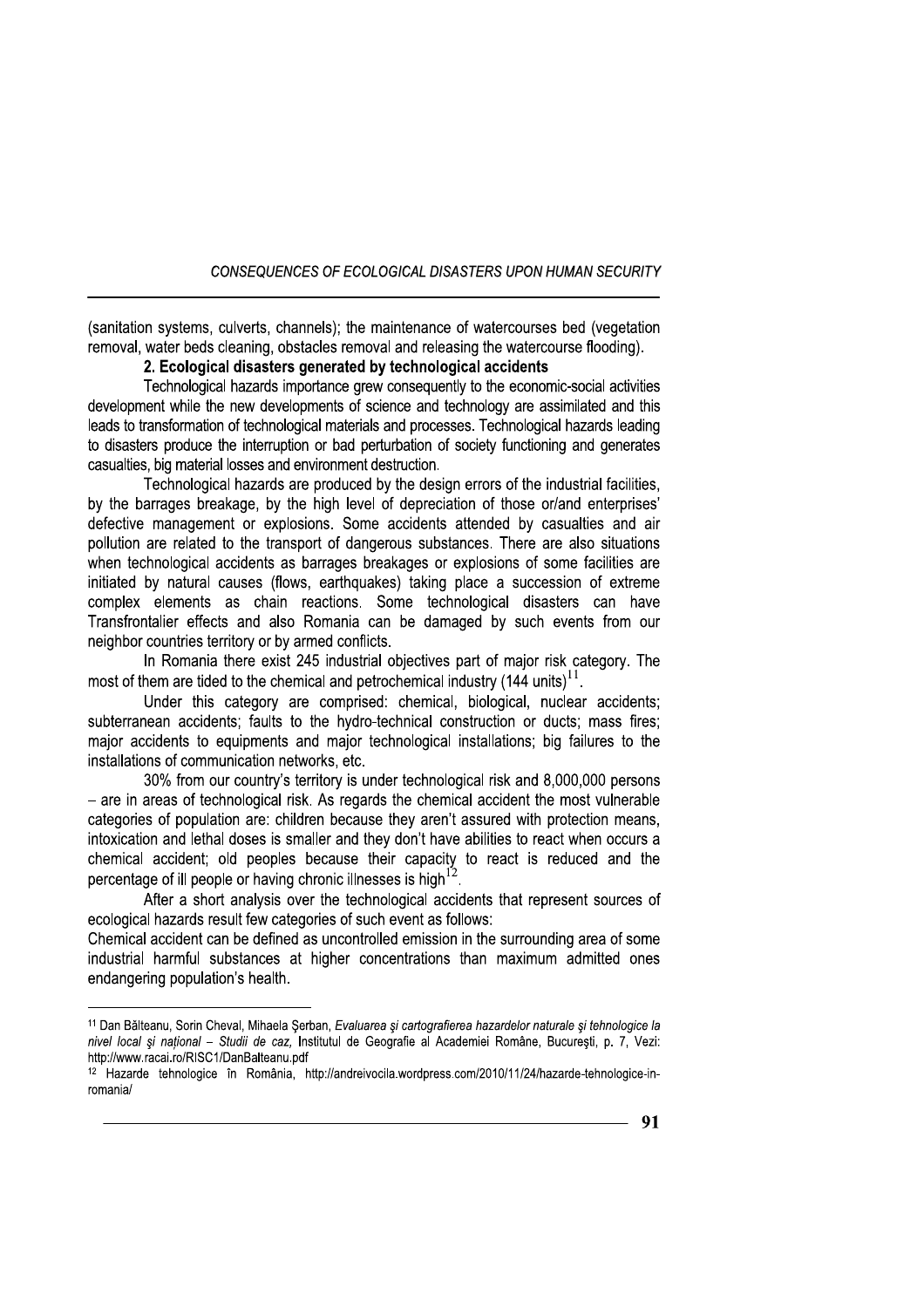(sanitation systems, culverts, channels); the maintenance of watercourses bed (vegetation removal, water beds cleaning, obstacles removal and releasing the watercourse flooding).

### 2. Ecological disasters generated by technological accidents

Technological hazards importance grew consequently to the economic-social activities development while the new developments of science and technology are assimilated and this leads to transformation of technological materials and processes. Technological hazards leading to disasters produce the interruption or bad perturbation of society functioning and generates casualties, big material losses and environment destruction.

Technological hazards are produced by the design errors of the industrial facilities, by the barrages breakage, by the high level of depreciation of those or/and enterprises' defective management or explosions. Some accidents attended by casualties and air pollution are related to the transport of dangerous substances. There are also situations when technological accidents as barrages breakages or explosions of some facilities are initiated by natural causes (flows, earthquakes) taking place a succession of extreme complex elements as chain reactions. Some technological disasters can have Transfrontalier effects and also Romania can be damaged by such events from our neighbor countries territory or by armed conflicts.

In Romania there exist 245 industrial objectives part of major risk category. The most of them are tided to the chemical and petrochemical industry (144 units)[11].

Under this category are comprised: chemical, biological, nuclear accidents; subterranean accidents; faults to the hydro-technical construction or ducts; mass fires; major accidents to equipments and major technological installations; big failures to the installations of communication networks, etc.

30% from our country's territory is under technological risk and 8,000,000 persons – are in areas of technological risk. As regards the chemical accident the most vulnerable categories of population are: children because they aren't assured with protection means, intoxication and lethal doses is smaller and they don't have abilities to react when occurs a chemical accident; old peoples because their capacity to react is reduced and the percentage of ill people or having chronic illnesses is high[12].

After a short analysis over the technological accidents that represent sources of ecological hazards result few categories of such event as follows:

Chemical accident can be defined as uncontrolled emission in the surrounding area of some industrial harmful substances at higher concentrations than maximum admitted ones endangering population's health.

---

[11] Dan Bălteanu, Sorin Cheval, Mihaela Şerban, *Evaluarea şi cartografierea hazardelor naturale şi tehnologice la nivel local şi naţional – Studii de caz,* Institutul de Geografie al Academiei Române, Bucureşti, p. 7, Vezi: http://www.racai.ro/RISC1/DanBalteanu.pdf

[12] Hazarde tehnologice în România, http://andreivocila.wordpress.com/2010/11/24/hazarde-tehnologice-in-romania/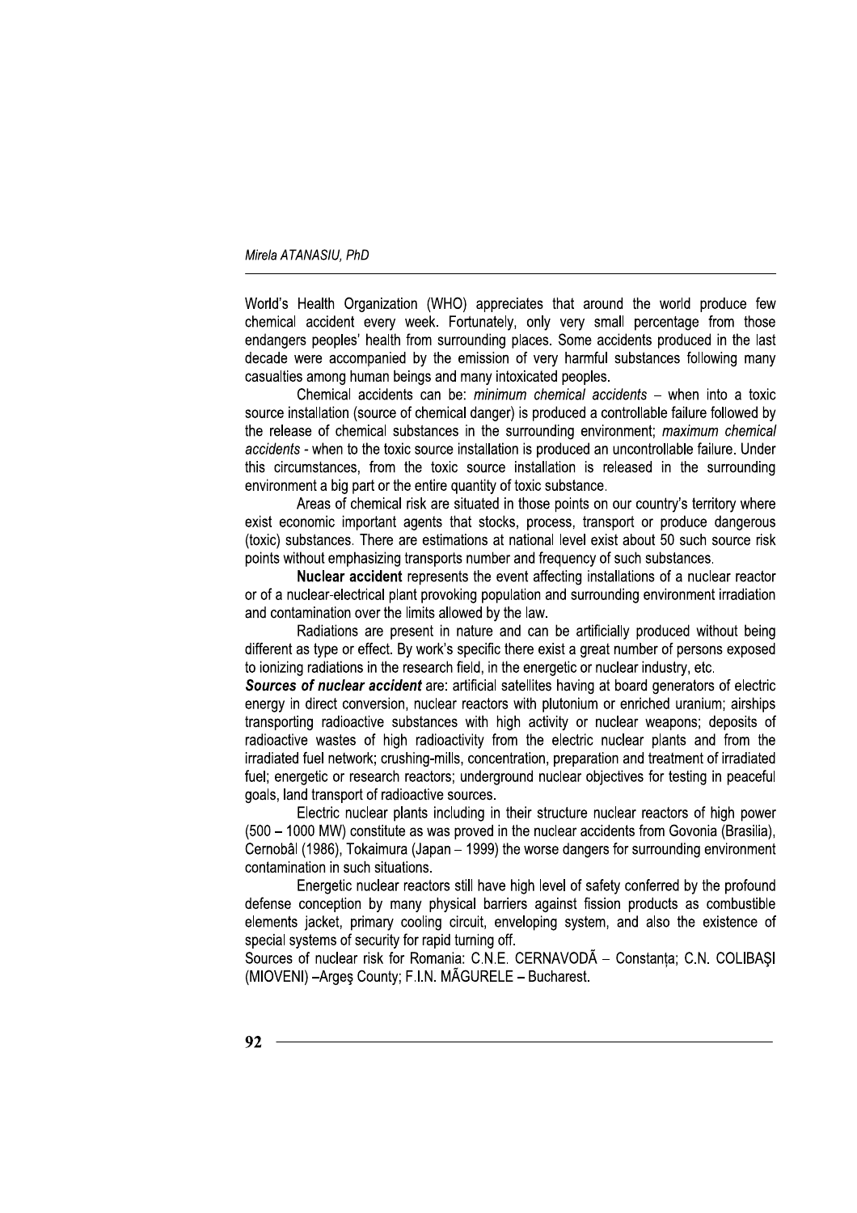World's Health Organization (WHO) appreciates that around the world produce few chemical accident every week. Fortunately, only very small percentage from those endangers peoples' health from surrounding places. Some accidents produced in the last decade were accompanied by the emission of very harmful substances following many casualties among human beings and many intoxicated peoples.

Chemical accidents can be: *minimum chemical accidents* – when into a toxic source installation (source of chemical danger) is produced a controllable failure followed by the release of chemical substances in the surrounding environment; *maximum chemical accidents* - when to the toxic source installation is produced an uncontrollable failure. Under this circumstances, from the toxic source installation is released in the surrounding environment a big part or the entire quantity of toxic substance.

Areas of chemical risk are situated in those points on our country's territory where exist economic important agents that stocks, process, transport or produce dangerous (toxic) substances. There are estimations at national level exist about 50 such source risk points without emphasizing transports number and frequency of such substances.

**Nuclear accident** represents the event affecting installations of a nuclear reactor or of a nuclear-electrical plant provoking population and surrounding environment irradiation and contamination over the limits allowed by the law.

Radiations are present in nature and can be artificially produced without being different as type or effect. By work's specific there exist a great number of persons exposed to ionizing radiations in the research field, in the energetic or nuclear industry, etc.

***Sources of nuclear accident*** are: artificial satellites having at board generators of electric energy in direct conversion, nuclear reactors with plutonium or enriched uranium; airships transporting radioactive substances with high activity or nuclear weapons; deposits of radioactive wastes of high radioactivity from the electric nuclear plants and from the irradiated fuel network; crushing-mills, concentration, preparation and treatment of irradiated fuel; energetic or research reactors; underground nuclear objectives for testing in peaceful goals, land transport of radioactive sources.

Electric nuclear plants including in their structure nuclear reactors of high power (500 – 1000 MW) constitute as was proved in the nuclear accidents from Govonia (Brasilia), Cernobâl (1986), Tokaimura (Japan – 1999) the worse dangers for surrounding environment contamination in such situations.

Energetic nuclear reactors still have high level of safety conferred by the profound defense conception by many physical barriers against fission products as combustible elements jacket, primary cooling circuit, enveloping system, and also the existence of special systems of security for rapid turning off.

Sources of nuclear risk for Romania: C.N.E. CERNAVODĂ – Constanța; C.N. COLIBAŞI (MIOVENI) –Argeş County; F.I.N. MĂGURELE – Bucharest.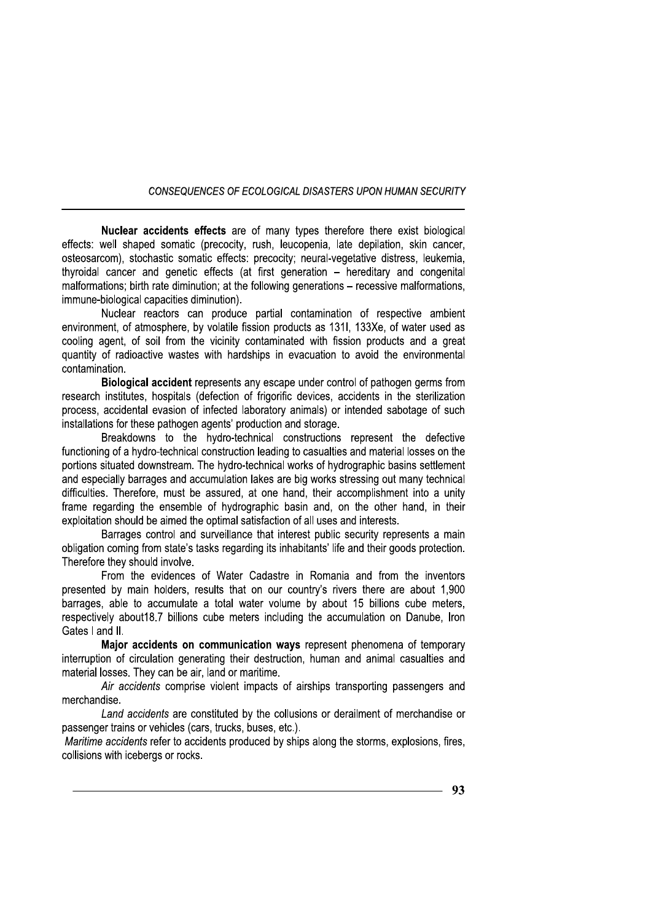**Nuclear accidents effects** are of many types therefore there exist biological effects: well shaped somatic (precocity, rush, leucopenia, late depilation, skin cancer, osteosarcom), stochastic somatic effects: precocity; neural-vegetative distress, leukemia, thyroidal cancer and genetic effects (at first generation – hereditary and congenital malformations; birth rate diminution; at the following generations – recessive malformations, immune-biological capacities diminution).

Nuclear reactors can produce partial contamination of respective ambient environment, of atmosphere, by volatile fission products as 131I, 133Xe, of water used as cooling agent, of soil from the vicinity contaminated with fission products and a great quantity of radioactive wastes with hardships in evacuation to avoid the environmental contamination.

**Biological accident** represents any escape under control of pathogen germs from research institutes, hospitals (defection of frigorific devices, accidents in the sterilization process, accidental evasion of infected laboratory animals) or intended sabotage of such installations for these pathogen agents' production and storage.

Breakdowns to the hydro-technical constructions represent the defective functioning of a hydro-technical construction leading to casualties and material losses on the portions situated downstream. The hydro-technical works of hydrographic basins settlement and especially barrages and accumulation lakes are big works stressing out many technical difficulties. Therefore, must be assured, at one hand, their accomplishment into a unity frame regarding the ensemble of hydrographic basin and, on the other hand, in their exploitation should be aimed the optimal satisfaction of all uses and interests.

Barrages control and surveillance that interest public security represents a main obligation coming from state's tasks regarding its inhabitants' life and their goods protection. Therefore they should involve.

From the evidences of Water Cadastre in Romania and from the inventors presented by main holders, results that on our country's rivers there are about 1,900 barrages, able to accumulate a total water volume by about 15 billions cube meters, respectively about18.7 billions cube meters including the accumulation on Danube, Iron Gates I and II.

**Major accidents on communication ways** represent phenomena of temporary interruption of circulation generating their destruction, human and animal casualties and material losses. They can be air, land or maritime.

*Air accidents* comprise violent impacts of airships transporting passengers and merchandise.

*Land accidents* are constituted by the collusions or derailment of merchandise or passenger trains or vehicles (cars, trucks, buses, etc.).

*Maritime accidents* refer to accidents produced by ships along the storms, explosions, fires, collisions with icebergs or rocks.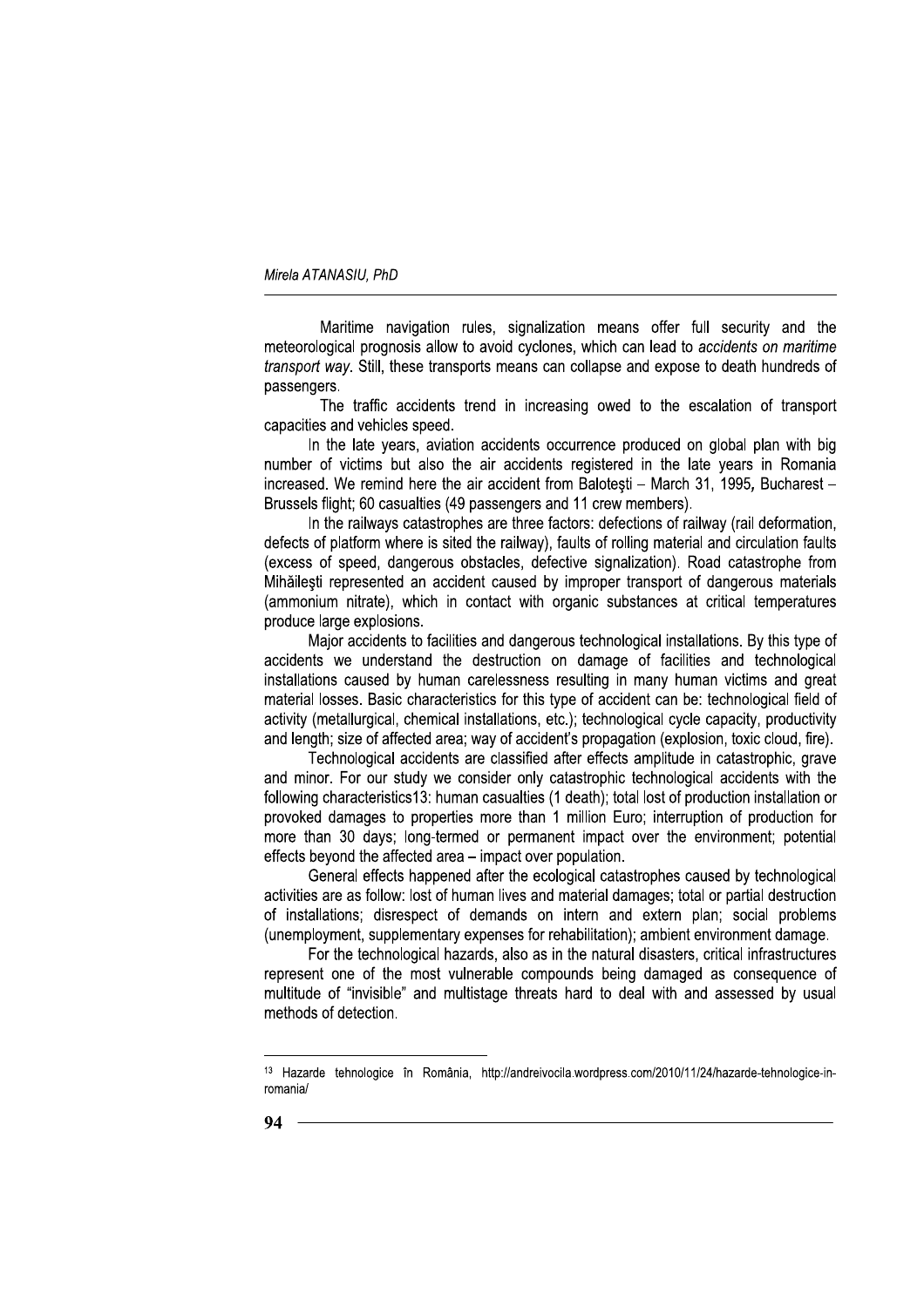Maritime navigation rules, signalization means offer full security and the meteorological prognosis allow to avoid cyclones, which can lead to *accidents on maritime transport way*. Still, these transports means can collapse and expose to death hundreds of passengers.

The traffic accidents trend in increasing owed to the escalation of transport capacities and vehicles speed.

In the late years, aviation accidents occurrence produced on global plan with big number of victims but also the air accidents registered in the late years in Romania increased. We remind here the air accident from Baloteşti – March 31, 1995, Bucharest – Brussels flight; 60 casualties (49 passengers and 11 crew members).

In the railways catastrophes are three factors: defections of railway (rail deformation, defects of platform where is sited the railway), faults of rolling material and circulation faults (excess of speed, dangerous obstacles, defective signalization). Road catastrophe from Mihăileşti represented an accident caused by improper transport of dangerous materials (ammonium nitrate), which in contact with organic substances at critical temperatures produce large explosions.

Major accidents to facilities and dangerous technological installations. By this type of accidents we understand the destruction on damage of facilities and technological installations caused by human carelessness resulting in many human victims and great material losses. Basic characteristics for this type of accident can be: technological field of activity (metallurgical, chemical installations, etc.); technological cycle capacity, productivity and length; size of affected area; way of accident's propagation (explosion, toxic cloud, fire).

Technological accidents are classified after effects amplitude in catastrophic, grave and minor. For our study we consider only catastrophic technological accidents with the following characteristics13: human casualties (1 death); total lost of production installation or provoked damages to properties more than 1 million Euro; interruption of production for more than 30 days; long-termed or permanent impact over the environment; potential effects beyond the affected area – impact over population.

General effects happened after the ecological catastrophes caused by technological activities are as follow: lost of human lives and material damages; total or partial destruction of installations; disrespect of demands on intern and extern plan; social problems (unemployment, supplementary expenses for rehabilitation); ambient environment damage.

For the technological hazards, also as in the natural disasters, critical infrastructures represent one of the most vulnerable compounds being damaged as consequence of multitude of "invisible" and multistage threats hard to deal with and assessed by usual methods of detection.

---

[13] Hazarde tehnologice în România, http://andreivocila.wordpress.com/2010/11/24/hazarde-tehnologice-in-romania/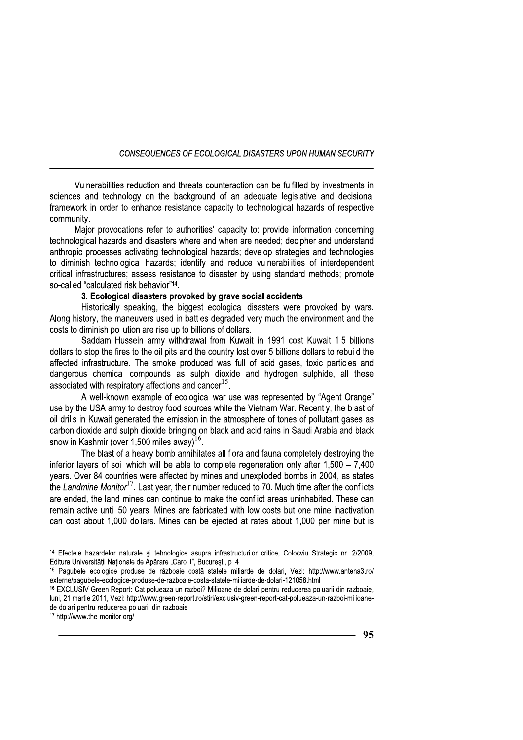Vulnerabilities reduction and threats counteraction can be fulfilled by investments in sciences and technology on the background of an adequate legislative and decisional framework in order to enhance resistance capacity to technological hazards of respective community.

Major provocations refer to authorities' capacity to: provide information concerning technological hazards and disasters where and when are needed; decipher and understand anthropic processes activating technological hazards; develop strategies and technologies to diminish technological hazards; identify and reduce vulnerabilities of interdependent critical infrastructures; assess resistance to disaster by using standard methods; promote so-called "calculated risk behavior"[14].

### 3. Ecological disasters provoked by grave social accidents

Historically speaking, the biggest ecological disasters were provoked by wars. Along history, the maneuvers used in battles degraded very much the environment and the costs to diminish pollution are rise up to billions of dollars.

Saddam Hussein army withdrawal from Kuwait in 1991 cost Kuwait 1.5 billions dollars to stop the fires to the oil pits and the country lost over 5 billions dollars to rebuild the affected infrastructure. The smoke produced was full of acid gases, toxic particles and dangerous chemical compounds as sulph dioxide and hydrogen sulphide, all these associated with respiratory affections and cancer[15].

A well-known example of ecological war use was represented by "Agent Orange" use by the USA army to destroy food sources while the Vietnam War. Recently, the blast of oil drills in Kuwait generated the emission in the atmosphere of tones of pollutant gases as carbon dioxide and sulph dioxide bringing on black and acid rains in Saudi Arabia and black snow in Kashmir (over 1,500 miles away)[16].

The blast of a heavy bomb annihilates all flora and fauna completely destroying the inferior layers of soil which will be able to complete regeneration only after 1,500 – 7,400 years. Over 84 countries were affected by mines and unexploded bombs in 2004, as states the *Landmine Monitor*[17]. Last year, their number reduced to 70. Much time after the conflicts are ended, the land mines can continue to make the conflict areas uninhabited. These can remain active until 50 years. Mines are fabricated with low costs but one mine inactivation can cost about 1,000 dollars. Mines can be ejected at rates about 1,000 per mine but is

---

[14] Efectele hazardelor naturale și tehnologice asupra infrastructurilor critice, Colocviu Strategic nr. 2/2009, Editura Universității Naționale de Apărare „Carol I", București, p. 4.

[15] Pagubele ecologice produse de războaie costă statele miliarde de dolari, Vezi: http://www.antena3.ro/externe/pagubele-ecologice-produse-de-razboaie-costa-statele-miliarde-de-dolari-121058.html

[16] EXCLUSIV Green Report: Cat polueaza un razboi? Milioane de dolari pentru reducerea poluarii din razboaie, luni, 21 martie 2011, Vezi: http://www.green-report.ro/stiri/exclusiv-green-report-cat-polueaza-un-razboi-milioane-de-dolari-pentru-reducerea-poluarii-din-razboaie

[17] http://www.the-monitor.org/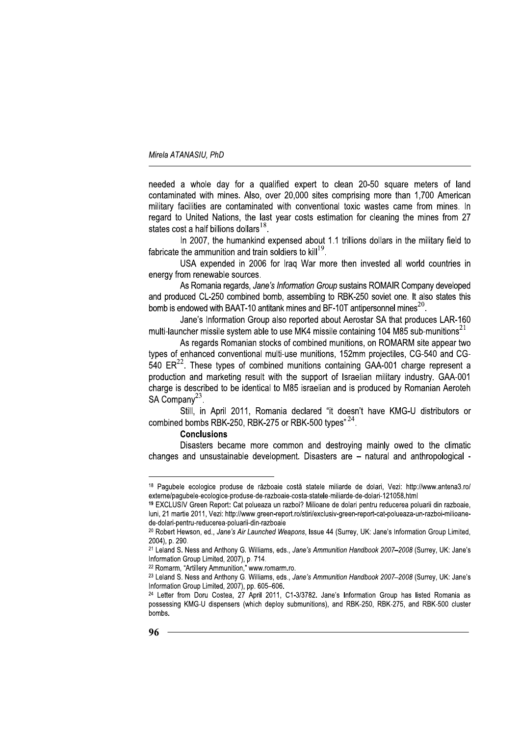needed a whole day for a qualified expert to clean 20-50 square meters of land contaminated with mines. Also, over 20,000 sites comprising more than 1,700 American military facilities are contaminated with conventional toxic wastes came from mines. In regard to United Nations, the last year costs estimation for cleaning the mines from 27 states cost a half billions dollars[18].

In 2007, the humankind expensed about 1.1 trillions dollars in the military field to fabricate the ammunition and train soldiers to kill[19].

USA expended in 2006 for Iraq War more then invested all world countries in energy from renewable sources.

As Romania regards, *Jane's Information Group* sustains ROMAIR Company developed and produced CL-250 combined bomb, assembling to RBK-250 soviet one. It also states this bomb is endowed with BAAT-10 antitank mines and BF-10T antipersonnel mines[20].

Jane's Information Group also reported about Aerostar SA that produces LAR-160 multi-launcher missile system able to use MK4 missile containing 104 M85 sub-munitions[21]

As regards Romanian stocks of combined munitions, on ROMARM site appear two types of enhanced conventional multi-use munitions, 152mm projectiles, CG-540 and CG-540 ER[22]. These types of combined munitions containing GAA-001 charge represent a production and marketing result with the support of Israelian military industry. GAA-001 charge is described to be identical to M85 israelian and is produced by Romanian Aeroteh SA Company[23].

Still, in April 2011, Romania declared "it doesn't have KMG-U distributors or combined bombs RBK-250, RBK-275 or RBK-500 types"[24].

**Conclusions**

Disasters became more common and destroying mainly owed to the climatic changes and unsustainable development. Disasters are – natural and anthropological -

---

[18] Pagubele ecologice produse de războaie costă statele miliarde de dolari, Vezi: http://www.antena3.ro/externe/pagubele-ecologice-produse-de-razboaie-costa-statele-miliarde-de-dolari-121058.html

[19] EXCLUSIV Green Report: Cat polueaza un razboi? Milioane de dolari pentru reducerea poluarii din razboaie, luni, 21 martie 2011, Vezi: http://www.green-report.ro/stiri/exclusiv-green-report-cat-polueaza-un-razboi-milioane-de-dolari-pentru-reducerea-poluarii-din-razboaie

[20] Robert Hewson, ed., *Jane's Air Launched Weapons*, Issue 44 (Surrey, UK: Jane's Information Group Limited, 2004), p. 290.

[21] Leland S. Ness and Anthony G. Williams, eds., *Jane's Ammunition Handbook 2007–2008* (Surrey, UK: Jane's Information Group Limited, 2007), p. 714.

[22] Romarm, "Artillery Ammunition," www.romarm.ro.

[23] Leland S. Ness and Anthony G. Williams, eds., *Jane's Ammunition Handbook 2007–2008* (Surrey, UK: Jane's Information Group Limited, 2007), pp. 605–606.

[24] Letter from Doru Costea, 27 April 2011, C1-3/3782. Jane's Information Group has listed Romania as possessing KMG-U dispensers (which deploy submunitions), and RBK-250, RBK-275, and RBK-500 cluster bombs.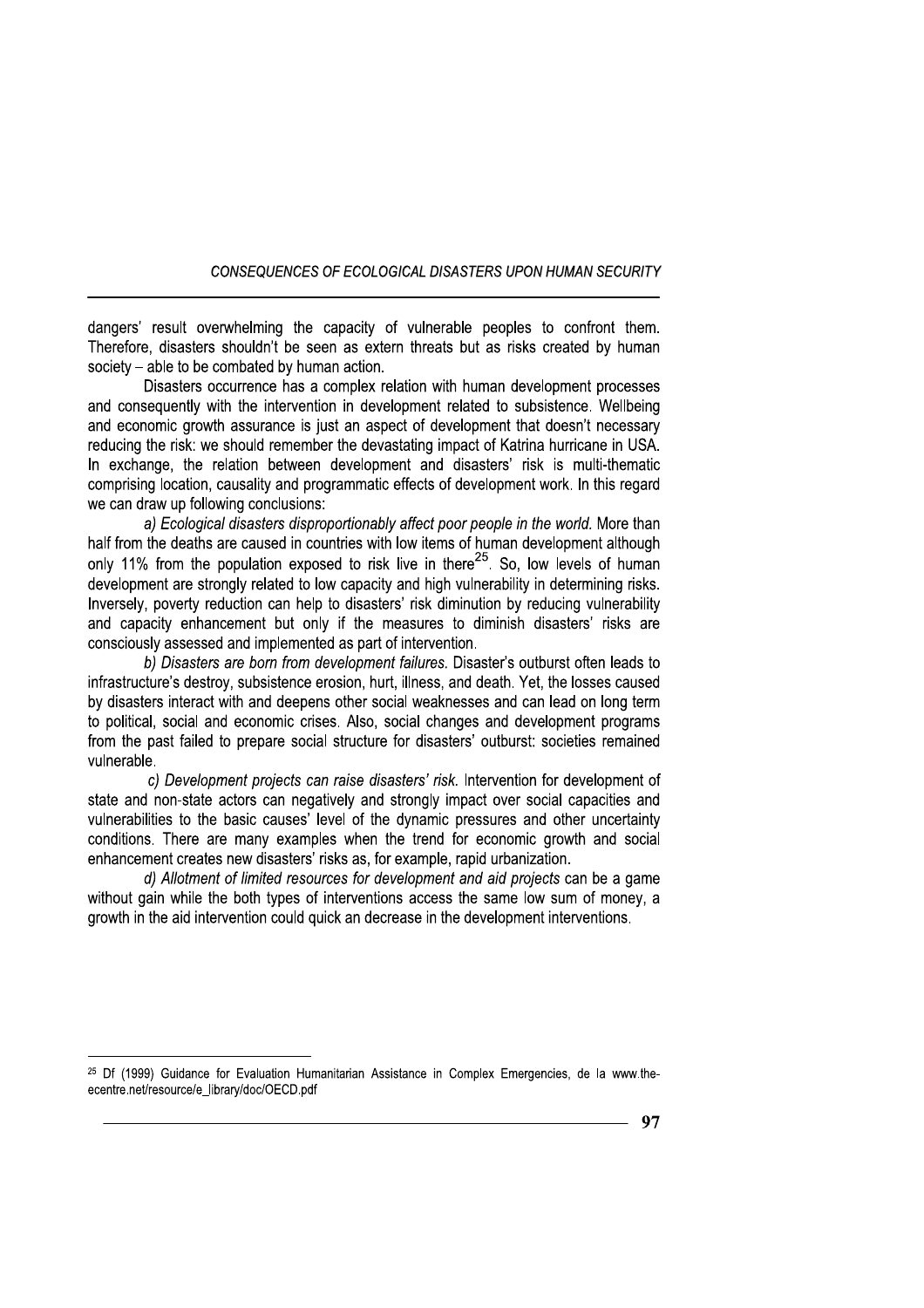dangers' result overwhelming the capacity of vulnerable peoples to confront them. Therefore, disasters shouldn't be seen as extern threats but as risks created by human society – able to be combated by human action.

Disasters occurrence has a complex relation with human development processes and consequently with the intervention in development related to subsistence. Wellbeing and economic growth assurance is just an aspect of development that doesn't necessary reducing the risk: we should remember the devastating impact of Katrina hurricane in USA. In exchange, the relation between development and disasters' risk is multi-thematic comprising location, causality and programmatic effects of development work. In this regard we can draw up following conclusions:

*a) Ecological disasters disproportionably affect poor people in the world.* More than half from the deaths are caused in countries with low items of human development although only 11% from the population exposed to risk live in there[25]. So, low levels of human development are strongly related to low capacity and high vulnerability in determining risks. Inversely, poverty reduction can help to disasters' risk diminution by reducing vulnerability and capacity enhancement but only if the measures to diminish disasters' risks are consciously assessed and implemented as part of intervention.

*b) Disasters are born from development failures.* Disaster's outburst often leads to infrastructure's destroy, subsistence erosion, hurt, illness, and death. Yet, the losses caused by disasters interact with and deepens other social weaknesses and can lead on long term to political, social and economic crises. Also, social changes and development programs from the past failed to prepare social structure for disasters' outburst: societies remained vulnerable.

*c) Development projects can raise disasters' risk.* Intervention for development of state and non-state actors can negatively and strongly impact over social capacities and vulnerabilities to the basic causes' level of the dynamic pressures and other uncertainty conditions. There are many examples when the trend for economic growth and social enhancement creates new disasters' risks as, for example, rapid urbanization.

*d) Allotment of limited resources for development and aid projects* can be a game without gain while the both types of interventions access the same low sum of money, a growth in the aid intervention could quick an decrease in the development interventions.

---

[25] Df (1999) Guidance for Evaluation Humanitarian Assistance in Complex Emergencies, de la www.the-ecentre.net/resource/e_library/doc/OECD.pdf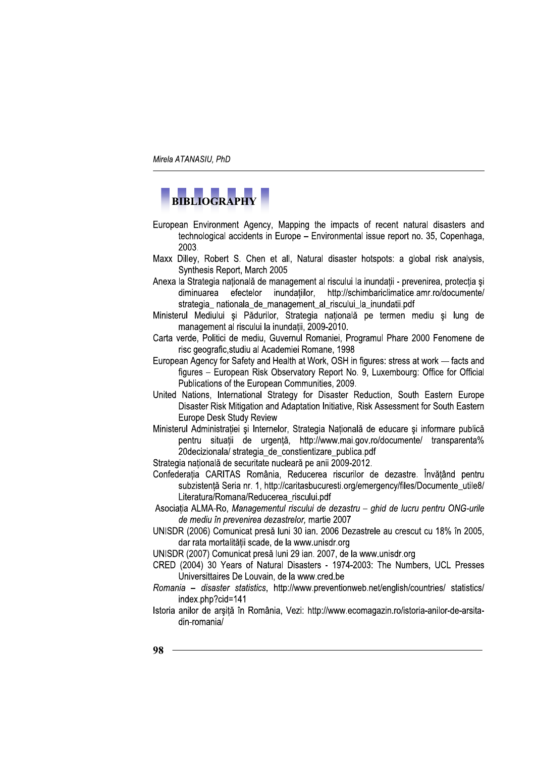## BIBLIOGRAPHY

European Environment Agency, Mapping the impacts of recent natural disasters and technological accidents in Europe – Environmental issue report no. 35, Copenhaga, 2003.

Maxx Dilley, Robert S. Chen et all, Natural disaster hotspots: a global risk analysis, Synthesis Report, March 2005

Anexa la Strategia națională de management al riscului la inundații - prevenirea, protecția și diminuarea efectelor inundațiilor, http://schimbariclimatice.amr.ro/documente/strategia_ nationala_de_management_al_riscului_la_inundatii.pdf

Ministerul Mediului și Pădurilor, Strategia națională pe termen mediu și lung de management al riscului la inundații, 2009-2010.

Carta verde, Politici de mediu, Guvernul Romaniei, Programul Phare 2000 Fenomene de risc geografic,studiu al Academiei Romane, 1998

European Agency for Safety and Health at Work, OSH in figures: stress at work — facts and figures – European Risk Observatory Report No. 9, Luxembourg: Office for Official Publications of the European Communities, 2009.

United Nations, International Strategy for Disaster Reduction, South Eastern Europe Disaster Risk Mitigation and Adaptation Initiative, Risk Assessment for South Eastern Europe Desk Study Review

Ministerul Administrației și Internelor, Strategia Națională de educare și informare publică pentru situații de urgență, http://www.mai.gov.ro/documente/ transparenta%20decizionala/ strategia_de_constientizare_publica.pdf

Strategia națională de securitate nucleară pe anii 2009-2012.

Confederația CARITAS România, Reducerea riscurilor de dezastre. Învățând pentru subzistență Seria nr. 1, http://caritasbucuresti.org/emergency/files/Documente_utile8/Literatura/Romana/Reducerea_riscului.pdf

Asociația ALMA-Ro, *Managementul riscului de dezastru – ghid de lucru pentru ONG-urile de mediu în prevenirea dezastrelor,* martie 2007

UNISDR (2006) Comunicat presă luni 30 ian. 2006 Dezastrele au crescut cu 18% în 2005, dar rata mortalității scade, de la www.unisdr.org

UNISDR (2007) Comunicat presă luni 29 ian. 2007, de la www.unisdr.org

CRED (2004) 30 Years of Natural Disasters - 1974-2003: The Numbers, UCL Presses Universitaires De Louvain, de la www.cred.be

*Romania – disaster statistics*, http://www.preventionweb.net/english/countries/ statistics/index.php?cid=141

Istoria anilor de arșiță în România, Vezi: http://www.ecomagazin.ro/istoria-anilor-de-arsita-din-romania/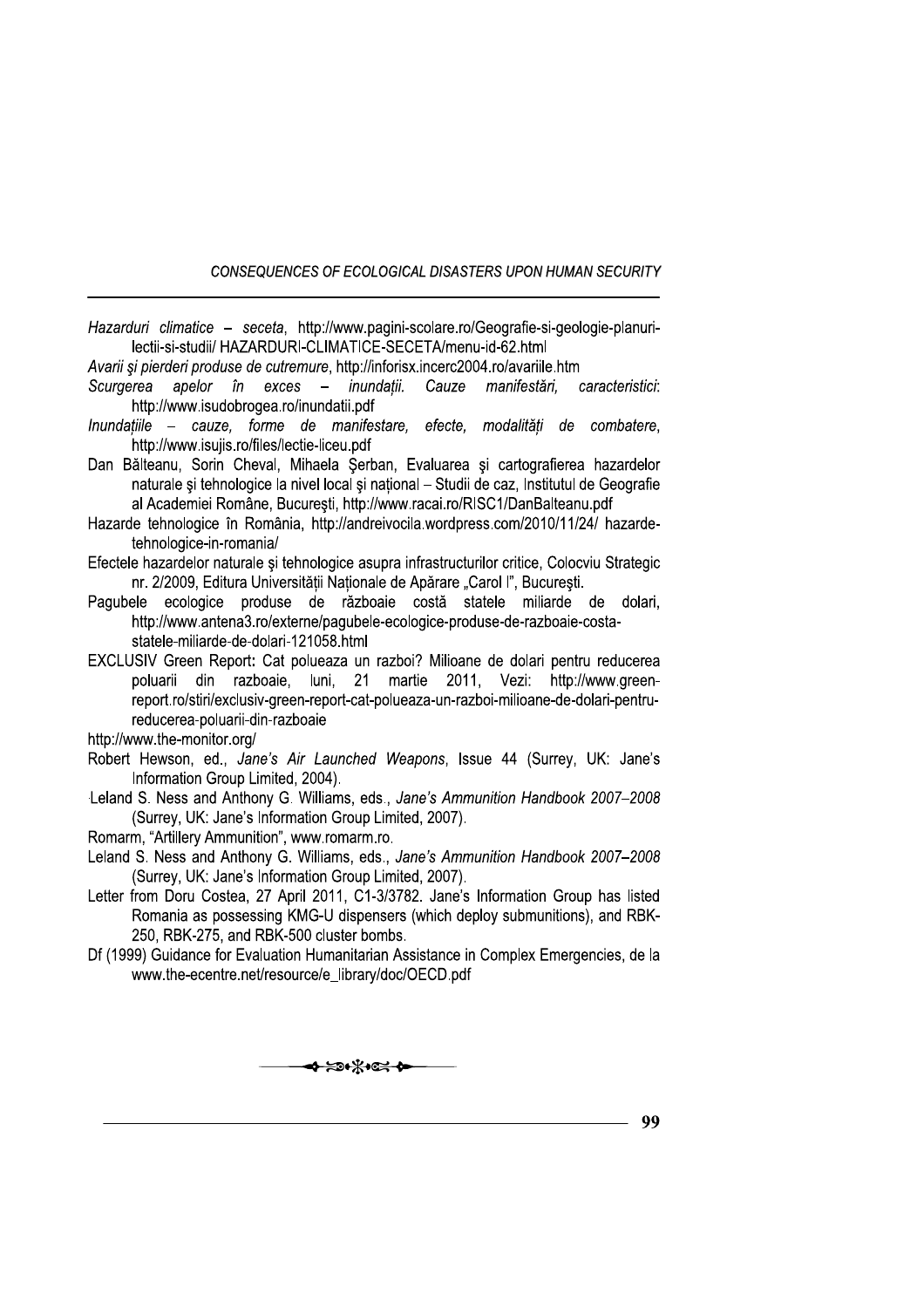*Hazarduri climatice – seceta*, http://www.pagini-scolare.ro/Geografie-si-geologie-planuri-lectii-si-studii/ HAZARDURI-CLIMATICE-SECETA/menu-id-62.html

*Avarii şi pierderi produse de cutremure*, http://inforisx.incerc2004.ro/avariile.htm

*Scurgerea apelor în exces – inundaţii. Cauze manifestări, caracteristici*: http://www.isudobrogea.ro/inundatii.pdf

*Inundaţiile – cauze, forme de manifestare, efecte, modalităţi de combatere*, http://www.isujis.ro/files/lectie-liceu.pdf

Dan Bălteanu, Sorin Cheval, Mihaela Şerban, Evaluarea şi cartografierea hazardelor naturale şi tehnologice la nivel local şi naţional – Studii de caz, Institutul de Geografie al Academiei Române, Bucureşti, http://www.racai.ro/RISC1/DanBalteanu.pdf

Hazarde tehnologice în România, http://andreivocila.wordpress.com/2010/11/24/ hazarde-tehnologice-in-romania/

Efectele hazardelor naturale şi tehnologice asupra infrastructurilor critice, Colocviu Strategic nr. 2/2009, Editura Universităţii Naţionale de Apărare „Carol I", Bucureşti.

Pagubele ecologice produse de războaie costă statele miliarde de dolari, http://www.antena3.ro/externe/pagubele-ecologice-produse-de-razboaie-costa-statele-miliarde-de-dolari-121058.html

EXCLUSIV Green Report: Cat polueaza un razboi? Milioane de dolari pentru reducerea poluarii din razboaie, luni, 21 martie 2011, Vezi: http://www.green-report.ro/stiri/exclusiv-green-report-cat-polueaza-un-razboi-milioane-de-dolari-pentru-reducerea-poluarii-din-razboaie

http://www.the-monitor.org/

Robert Hewson, ed., *Jane's Air Launched Weapons*, Issue 44 (Surrey, UK: Jane's Information Group Limited, 2004).

Leland S. Ness and Anthony G. Williams, eds., *Jane's Ammunition Handbook 2007–2008* (Surrey, UK: Jane's Information Group Limited, 2007).

Romarm, "Artillery Ammunition", www.romarm.ro.

Leland S. Ness and Anthony G. Williams, eds., *Jane's Ammunition Handbook 2007–2008* (Surrey, UK: Jane's Information Group Limited, 2007).

Letter from Doru Costea, 27 April 2011, C1-3/3782. Jane's Information Group has listed Romania as possessing KMG-U dispensers (which deploy submunitions), and RBK-250, RBK-275, and RBK-500 cluster bombs.

Df (1999) Guidance for Evaluation Humanitarian Assistance in Complex Emergencies, de la www.the-ecentre.net/resource/e_library/doc/OECD.pdf